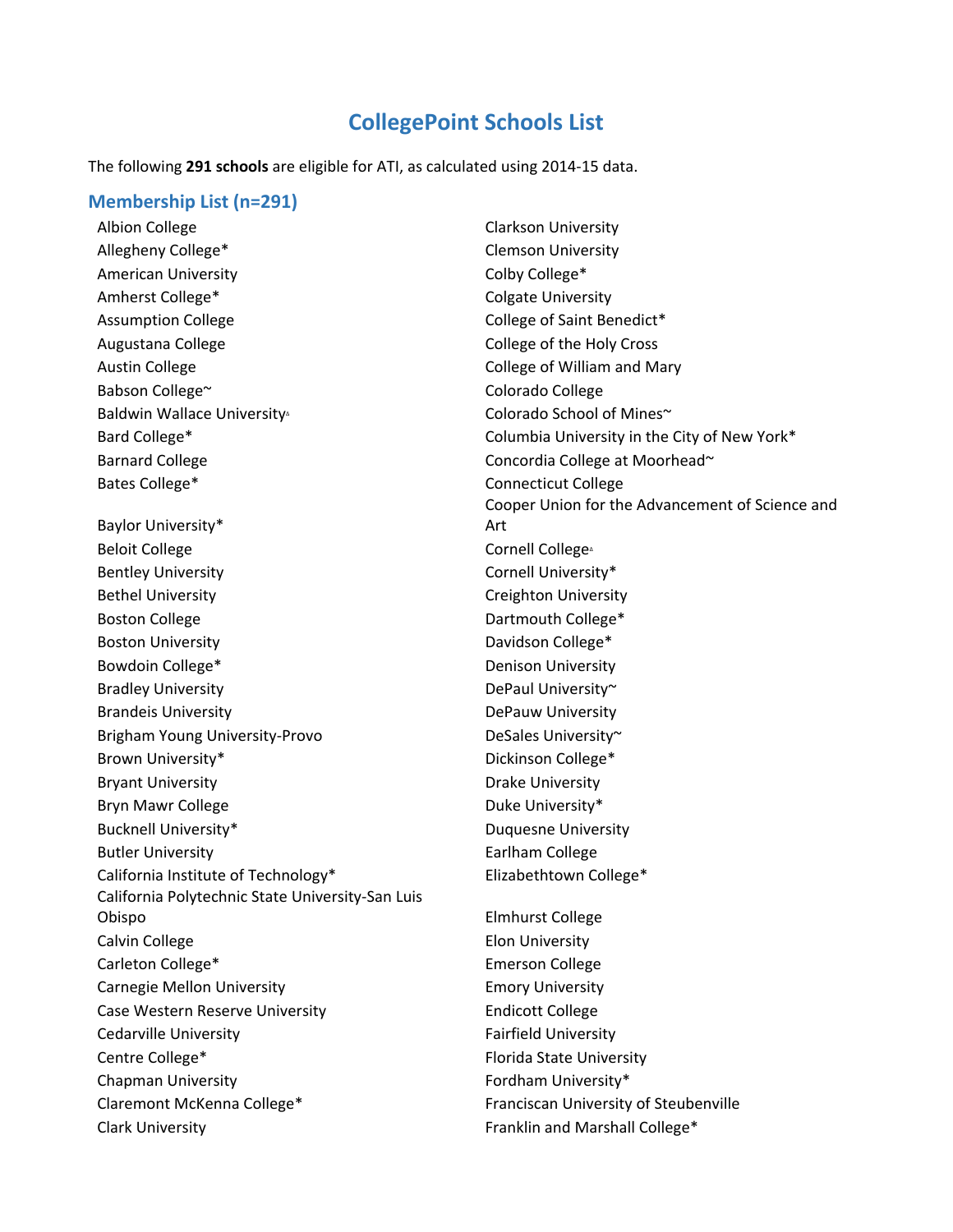# CollegePoint Schools List

The following **291 schools** are eligible for ATI, as calculated using 2014-15 data.

## Membership List (n=291)

- Albion College
- Allegheny College*
- American University
- Amherst College*
- Assumption College
- Augustana College
- Austin College
- Babson College~
- Baldwin Wallace University▵
- Bard College*
- Barnard College
- Bates College*
- Baylor University*
- Beloit College
- Bentley University
- Bethel University
- Boston College
- Boston University
- Bowdoin College*
- Bradley University
- Brandeis University
- Brigham Young University-Provo
- Brown University*
- Bryant University
- Bryn Mawr College
- Bucknell University*
- Butler University
- California Institute of Technology*
- California Polytechnic State University-San Luis Obispo
- Calvin College
- Carleton College*
- Carnegie Mellon University
- Case Western Reserve University
- Cedarville University
- Centre College*
- Chapman University
- Claremont McKenna College*
- Clark University
- Clarkson University
- Clemson University
- Colby College*
- Colgate University
- College of Saint Benedict*
- College of the Holy Cross
- College of William and Mary
- Colorado College
- Colorado School of Mines~
- Columbia University in the City of New York*
- Concordia College at Moorhead~
- Connecticut College
- Cooper Union for the Advancement of Science and Art
- Cornell College▵
- Cornell University*
- Creighton University
- Dartmouth College*
- Davidson College*
- Denison University
- DePaul University~
- DePauw University
- DeSales University~
- Dickinson College*
- Drake University
- Duke University*
- Duquesne University
- Earlham College
- Elizabethtown College*
- Elmhurst College
- Elon University
- Emerson College
- Emory University
- Endicott College
- Fairfield University
- Florida State University
- Fordham University*
- Franciscan University of Steubenville
- Franklin and Marshall College*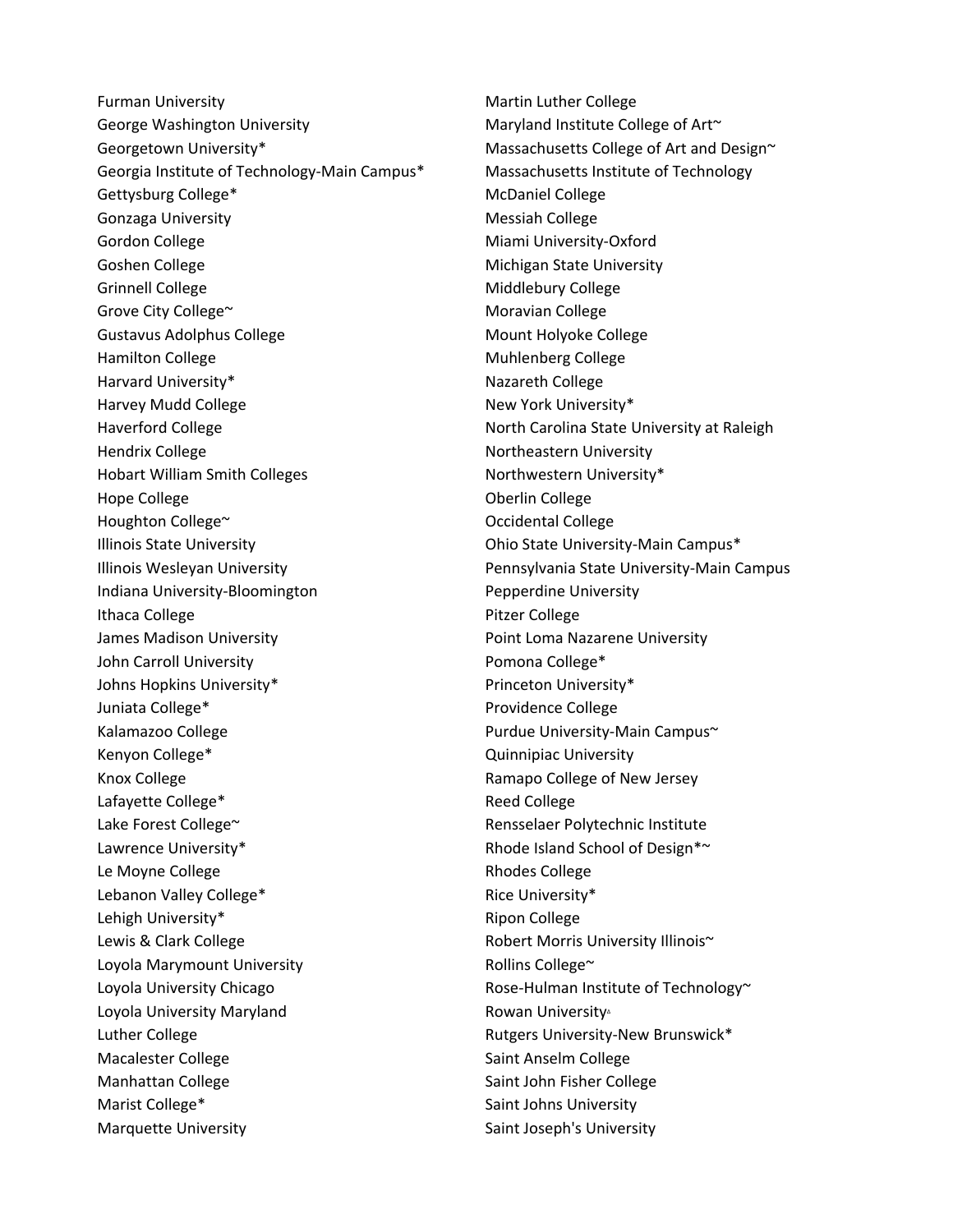Furman University
George Washington University
Georgetown University*
Georgia Institute of Technology-Main Campus*
Gettysburg College*
Gonzaga University
Gordon College
Goshen College
Grinnell College
Grove City College~
Gustavus Adolphus College
Hamilton College
Harvard University*
Harvey Mudd College
Haverford College
Hendrix College
Hobart William Smith Colleges
Hope College
Houghton College~
Illinois State University
Illinois Wesleyan University
Indiana University-Bloomington
Ithaca College
James Madison University
John Carroll University
Johns Hopkins University*
Juniata College*
Kalamazoo College
Kenyon College*
Knox College
Lafayette College*
Lake Forest College~
Lawrence University*
Le Moyne College
Lebanon Valley College*
Lehigh University*
Lewis & Clark College
Loyola Marymount University
Loyola University Chicago
Loyola University Maryland
Luther College
Macalester College
Manhattan College
Marist College*
Marquette University
Martin Luther College
Maryland Institute College of Art~
Massachusetts College of Art and Design~
Massachusetts Institute of Technology
McDaniel College
Messiah College
Miami University-Oxford
Michigan State University
Middlebury College
Moravian College
Mount Holyoke College
Muhlenberg College
Nazareth College
New York University*
North Carolina State University at Raleigh
Northeastern University
Northwestern University*
Oberlin College
Occidental College
Ohio State University-Main Campus*
Pennsylvania State University-Main Campus
Pepperdine University
Pitzer College
Point Loma Nazarene University
Pomona College*
Princeton University*
Providence College
Purdue University-Main Campus~
Quinnipiac University
Ramapo College of New Jersey
Reed College
Rensselaer Polytechnic Institute
Rhode Island School of Design*~
Rhodes College
Rice University*
Ripon College
Robert Morris University Illinois~
Rollins College~
Rose-Hulman Institute of Technology~
Rowan University^
Rutgers University-New Brunswick*
Saint Anselm College
Saint John Fisher College
Saint Johns University
Saint Joseph's University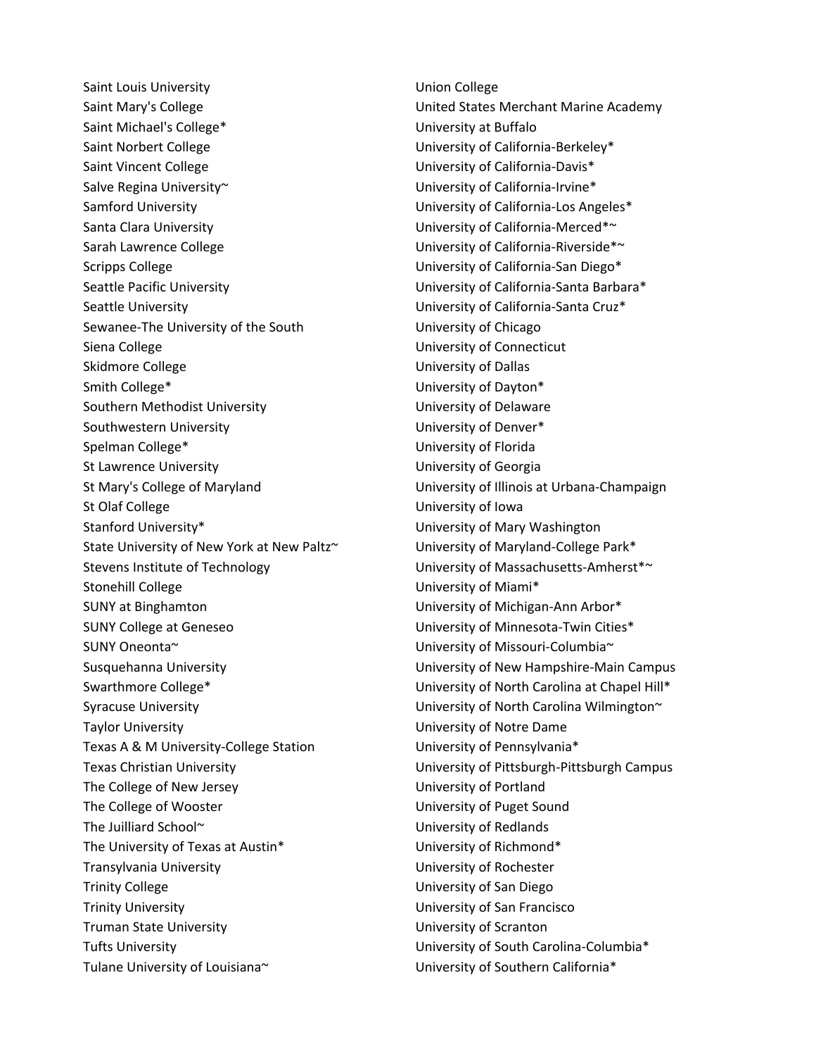Saint Louis University
Saint Mary's College
Saint Michael's College*
Saint Norbert College
Saint Vincent College
Salve Regina University~
Samford University
Santa Clara University
Sarah Lawrence College
Scripps College
Seattle Pacific University
Seattle University
Sewanee-The University of the South
Siena College
Skidmore College
Smith College*
Southern Methodist University
Southwestern University
Spelman College*
St Lawrence University
St Mary's College of Maryland
St Olaf College
Stanford University*
State University of New York at New Paltz~
Stevens Institute of Technology
Stonehill College
SUNY at Binghamton
SUNY College at Geneseo
SUNY Oneonta~
Susquehanna University
Swarthmore College*
Syracuse University
Taylor University
Texas A & M University-College Station
Texas Christian University
The College of New Jersey
The College of Wooster
The Juilliard School~
The University of Texas at Austin*
Transylvania University
Trinity College
Trinity University
Truman State University
Tufts University
Tulane University of Louisiana~
Union College
United States Merchant Marine Academy
University at Buffalo
University of California-Berkeley*
University of California-Davis*
University of California-Irvine*
University of California-Los Angeles*
University of California-Merced*~
University of California-Riverside*~
University of California-San Diego*
University of California-Santa Barbara*
University of California-Santa Cruz*
University of Chicago
University of Connecticut
University of Dallas
University of Dayton*
University of Delaware
University of Denver*
University of Florida
University of Georgia
University of Illinois at Urbana-Champaign
University of Iowa
University of Mary Washington
University of Maryland-College Park*
University of Massachusetts-Amherst*~
University of Miami*
University of Michigan-Ann Arbor*
University of Minnesota-Twin Cities*
University of Missouri-Columbia~
University of New Hampshire-Main Campus
University of North Carolina at Chapel Hill*
University of North Carolina Wilmington~
University of Notre Dame
University of Pennsylvania*
University of Pittsburgh-Pittsburgh Campus
University of Portland
University of Puget Sound
University of Redlands
University of Richmond*
University of Rochester
University of San Diego
University of San Francisco
University of Scranton
University of South Carolina-Columbia*
University of Southern California*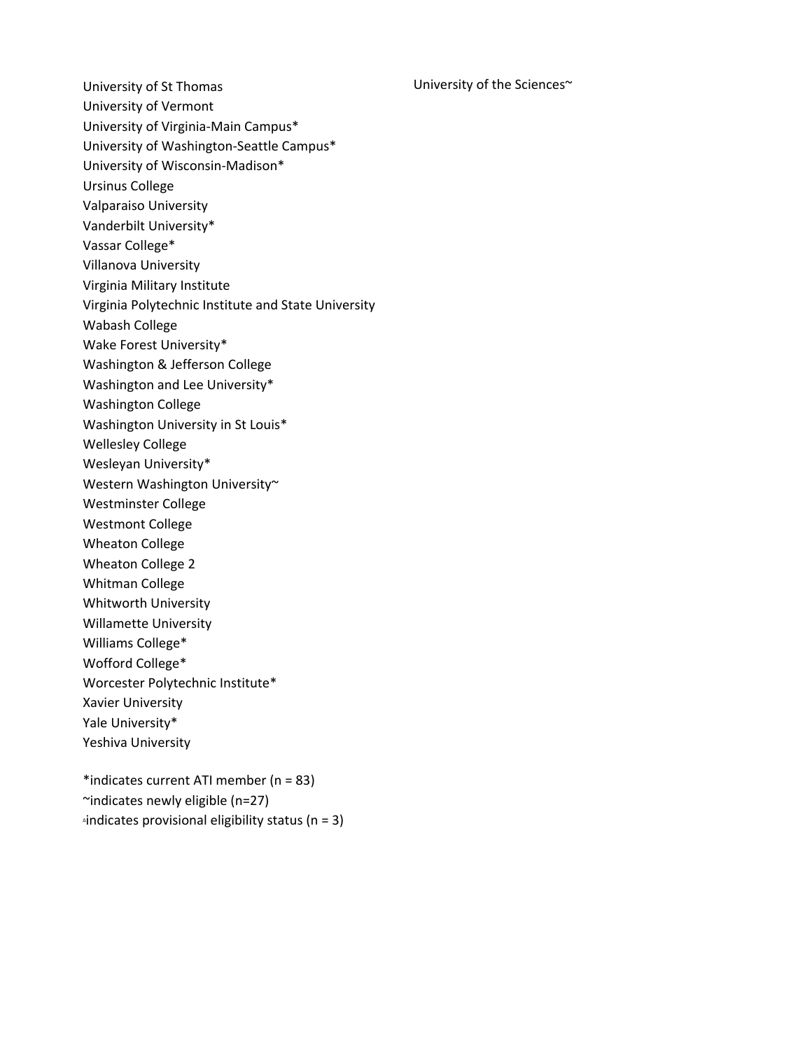University of St Thomas
University of Vermont
University of Virginia-Main Campus*
University of Washington-Seattle Campus*
University of Wisconsin-Madison*
Ursinus College
Valparaiso University
Vanderbilt University*
Vassar College*
Villanova University
Virginia Military Institute
Virginia Polytechnic Institute and State University
Wabash College
Wake Forest University*
Washington & Jefferson College
Washington and Lee University*
Washington College
Washington University in St Louis*
Wellesley College
Wesleyan University*
Western Washington University~
Westminster College
Westmont College
Wheaton College
Wheaton College 2
Whitman College
Whitworth University
Willamette University
Williams College*
Wofford College*
Worcester Polytechnic Institute*
Xavier University
Yale University*
Yeshiva University
University of the Sciences~

*indicates current ATI member (n = 83)
~indicates newly eligible (n=27)
▵indicates provisional eligibility status (n = 3)